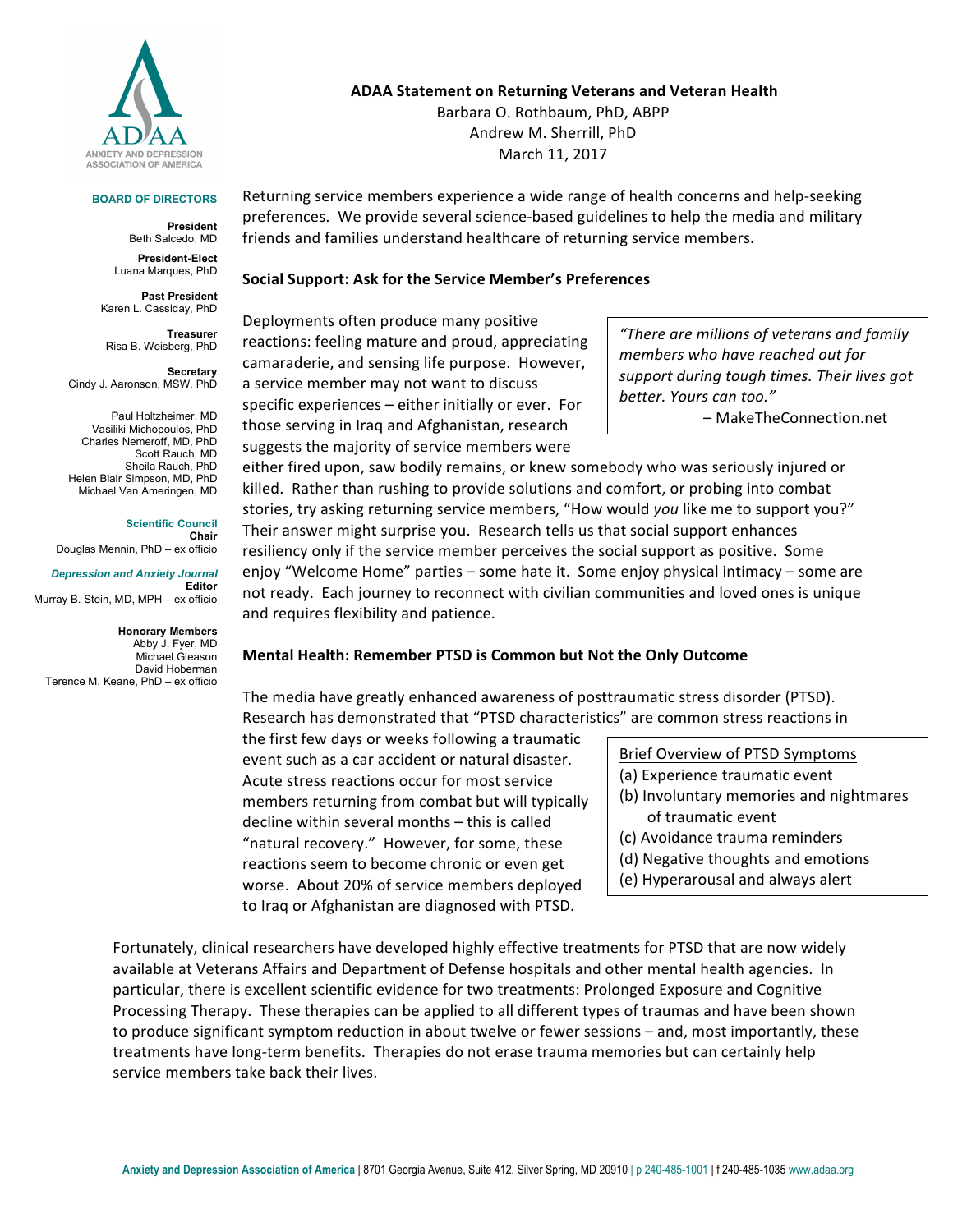ANXIETY AND DEPRESSION ASSOCIATION OF AMERICA

**BOARD OF DIRECTORS**

**President**
Beth Salcedo, MD

**President-Elect**
Luana Marques, PhD

**Past President**
Karen L. Cassiday, PhD

**Treasurer**
Risa B. Weisberg, PhD

**Secretary**
Cindy J. Aaronson, MSW, PhD

Paul Holtzheimer, MD
Vasiliki Michopoulos, PhD
Charles Nemeroff, MD, PhD
Scott Rauch, MD
Sheila Rauch, PhD
Helen Blair Simpson, MD, PhD
Michael Van Ameringen, MD

**Scientific Council**
**Chair**
Douglas Mennin, PhD – ex officio

***Depression and Anxiety Journal***
**Editor**
Murray B. Stein, MD, MPH – ex officio

**Honorary Members**
Abby J. Fyer, MD
Michael Gleason
David Hoberman
Terence M. Keane, PhD – ex officio

# ADAA Statement on Returning Veterans and Veteran Health

Barbara O. Rothbaum, PhD, ABPP
Andrew M. Sherrill, PhD
March 11, 2017

Returning service members experience a wide range of health concerns and help-seeking preferences. We provide several science-based guidelines to help the media and military friends and families understand healthcare of returning service members.

## Social Support: Ask for the Service Member's Preferences

> *"There are millions of veterans and family members who have reached out for support during tough times. Their lives got better. Yours can too."*
> – MakeTheConnection.net

Deployments often produce many positive reactions: feeling mature and proud, appreciating camaraderie, and sensing life purpose. However, a service member may not want to discuss specific experiences – either initially or ever. For those serving in Iraq and Afghanistan, research suggests the majority of service members were either fired upon, saw bodily remains, or knew somebody who was seriously injured or killed. Rather than rushing to provide solutions and comfort, or probing into combat stories, try asking returning service members, "How would *you* like me to support you?" Their answer might surprise you. Research tells us that social support enhances resiliency only if the service member perceives the social support as positive. Some enjoy "Welcome Home" parties – some hate it. Some enjoy physical intimacy – some are not ready. Each journey to reconnect with civilian communities and loved ones is unique and requires flexibility and patience.

## Mental Health: Remember PTSD is Common but Not the Only Outcome

The media have greatly enhanced awareness of posttraumatic stress disorder (PTSD). Research has demonstrated that "PTSD characteristics" are common stress reactions in the first few days or weeks following a traumatic event such as a car accident or natural disaster. Acute stress reactions occur for most service members returning from combat but will typically decline within several months – this is called "natural recovery." However, for some, these reactions seem to become chronic or even get worse. About 20% of service members deployed to Iraq or Afghanistan are diagnosed with PTSD.

> Brief Overview of PTSD Symptoms
> (a) Experience traumatic event
> (b) Involuntary memories and nightmares of traumatic event
> (c) Avoidance trauma reminders
> (d) Negative thoughts and emotions
> (e) Hyperarousal and always alert

Fortunately, clinical researchers have developed highly effective treatments for PTSD that are now widely available at Veterans Affairs and Department of Defense hospitals and other mental health agencies. In particular, there is excellent scientific evidence for two treatments: Prolonged Exposure and Cognitive Processing Therapy. These therapies can be applied to all different types of traumas and have been shown to produce significant symptom reduction in about twelve or fewer sessions – and, most importantly, these treatments have long-term benefits. Therapies do not erase trauma memories but can certainly help service members take back their lives.

**Anxiety and Depression Association of America** | 8701 Georgia Avenue, Suite 412, Silver Spring, MD 20910 | p 240-485-1001 | f 240-485-1035 www.adaa.org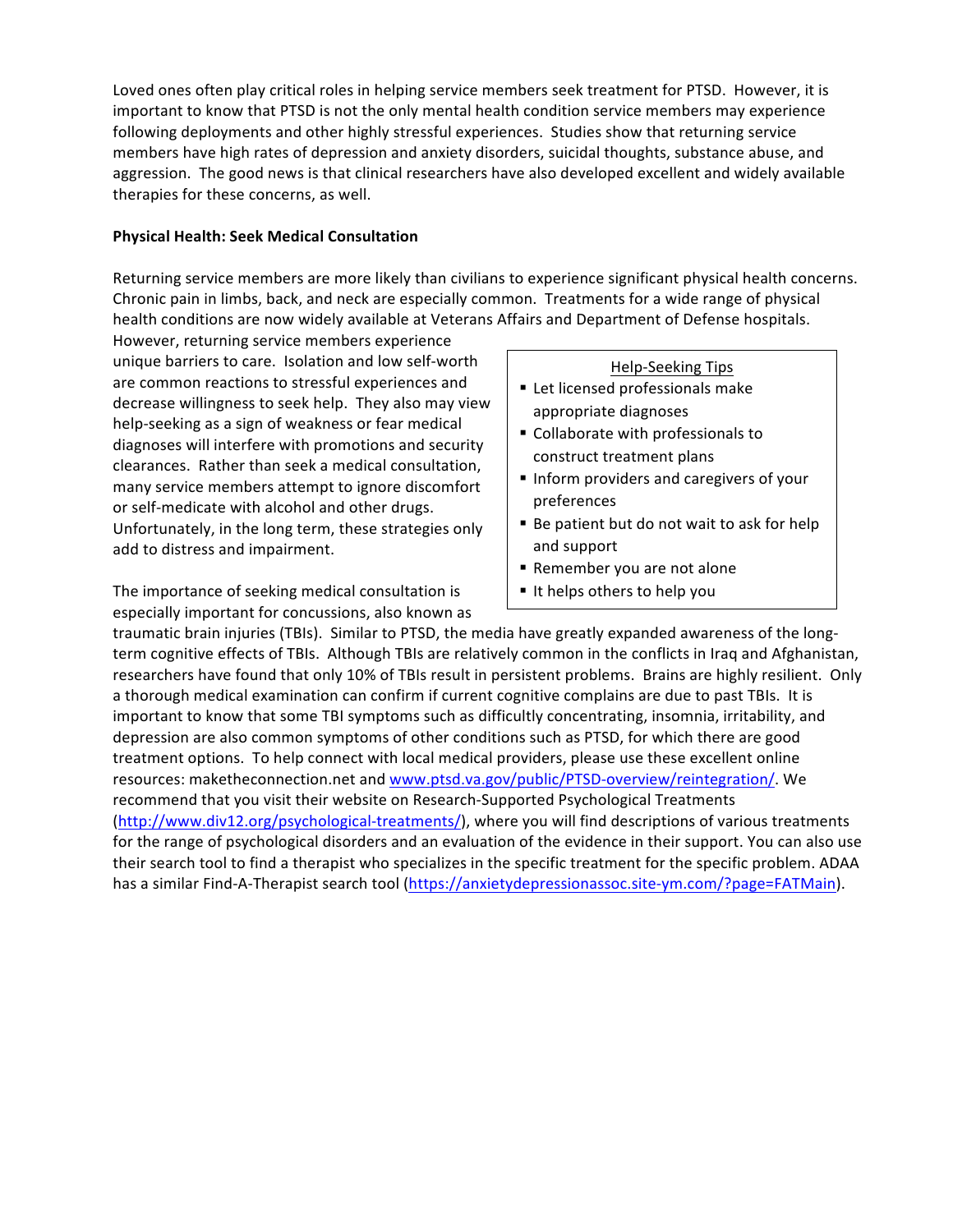Loved ones often play critical roles in helping service members seek treatment for PTSD. However, it is important to know that PTSD is not the only mental health condition service members may experience following deployments and other highly stressful experiences. Studies show that returning service members have high rates of depression and anxiety disorders, suicidal thoughts, substance abuse, and aggression. The good news is that clinical researchers have also developed excellent and widely available therapies for these concerns, as well.

**Physical Health: Seek Medical Consultation**

Returning service members are more likely than civilians to experience significant physical health concerns. Chronic pain in limbs, back, and neck are especially common. Treatments for a wide range of physical health conditions are now widely available at Veterans Affairs and Department of Defense hospitals. However, returning service members experience unique barriers to care. Isolation and low self-worth are common reactions to stressful experiences and decrease willingness to seek help. They also may view help-seeking as a sign of weakness or fear medical diagnoses will interfere with promotions and security clearances. Rather than seek a medical consultation, many service members attempt to ignore discomfort or self-medicate with alcohol and other drugs. Unfortunately, in the long term, these strategies only add to distress and impairment.

> Help-Seeking Tips
>
> - Let licensed professionals make appropriate diagnoses
> - Collaborate with professionals to construct treatment plans
> - Inform providers and caregivers of your preferences
> - Be patient but do not wait to ask for help and support
> - Remember you are not alone
> - It helps others to help you

The importance of seeking medical consultation is especially important for concussions, also known as traumatic brain injuries (TBIs). Similar to PTSD, the media have greatly expanded awareness of the long-term cognitive effects of TBIs. Although TBIs are relatively common in the conflicts in Iraq and Afghanistan, researchers have found that only 10% of TBIs result in persistent problems. Brains are highly resilient. Only a thorough medical examination can confirm if current cognitive complains are due to past TBIs. It is important to know that some TBI symptoms such as difficultly concentrating, insomnia, irritability, and depression are also common symptoms of other conditions such as PTSD, for which there are good treatment options. To help connect with local medical providers, please use these excellent online resources: maketheconnection.net and www.ptsd.va.gov/public/PTSD-overview/reintegration/. We recommend that you visit their website on Research-Supported Psychological Treatments (http://www.div12.org/psychological-treatments/), where you will find descriptions of various treatments for the range of psychological disorders and an evaluation of the evidence in their support. You can also use their search tool to find a therapist who specializes in the specific treatment for the specific problem. ADAA has a similar Find-A-Therapist search tool (https://anxietydepressionassoc.site-ym.com/?page=FATMain).